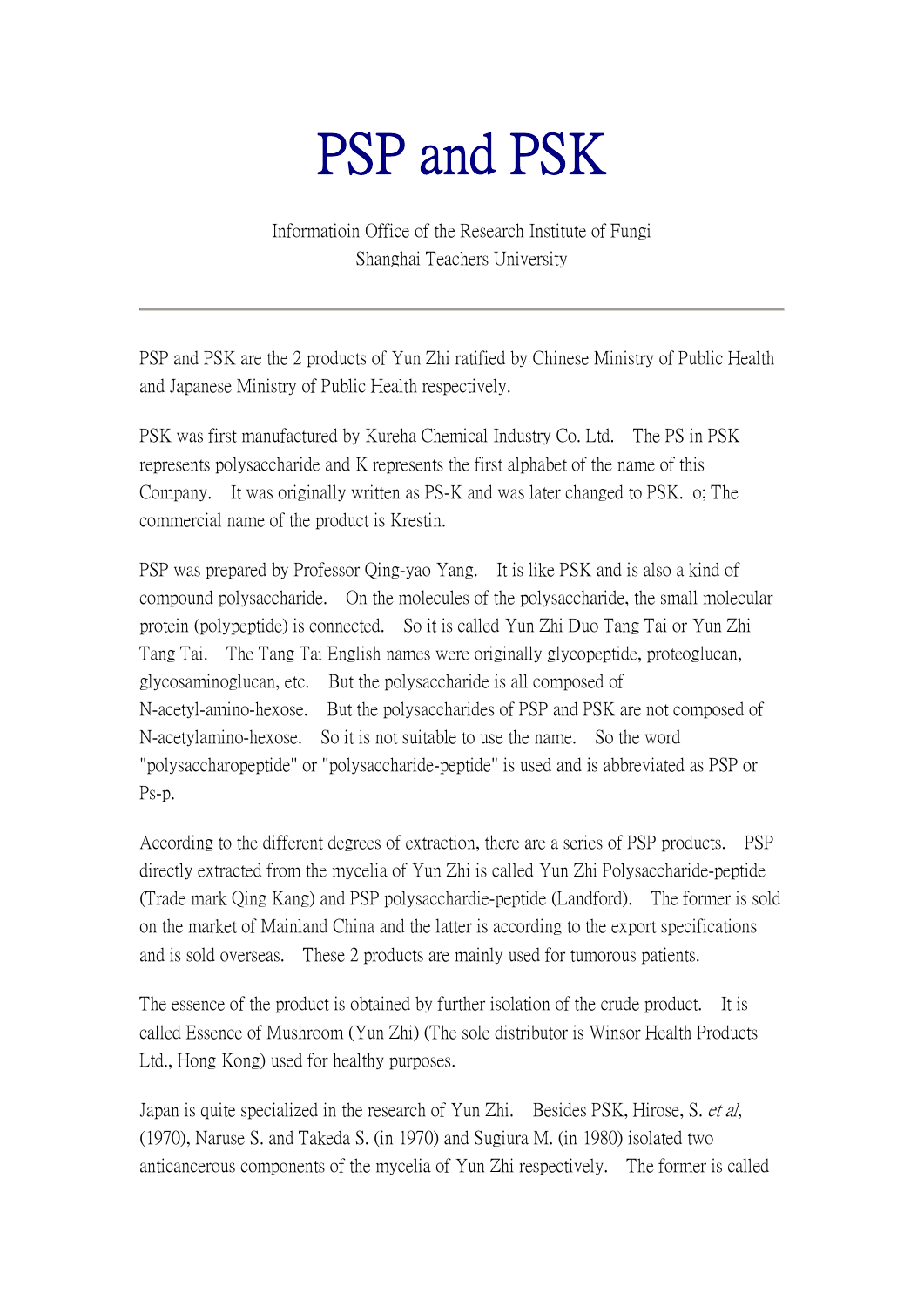# PSP and PSK

Informatioin Office of the Research Institute of Fungi
Shanghai Teachers University

---

PSP and PSK are the 2 products of Yun Zhi ratified by Chinese Ministry of Public Health and Japanese Ministry of Public Health respectively.

PSK was first manufactured by Kureha Chemical Industry Co. Ltd. The PS in PSK represents polysaccharide and K represents the first alphabet of the name of this Company. It was originally written as PS-K and was later changed to PSK. o; The commercial name of the product is Krestin.

PSP was prepared by Professor Qing-yao Yang. It is like PSK and is also a kind of compound polysaccharide. On the molecules of the polysaccharide, the small molecular protein (polypeptide) is connected. So it is called Yun Zhi Duo Tang Tai or Yun Zhi Tang Tai. The Tang Tai English names were originally glycopeptide, proteoglucan, glycosaminoglucan, etc. But the polysaccharide is all composed of N-acetyl-amino-hexose. But the polysaccharides of PSP and PSK are not composed of N-acetylamino-hexose. So it is not suitable to use the name. So the word "polysaccharopeptide" or "polysaccharide-peptide" is used and is abbreviated as PSP or Ps-p.

According to the different degrees of extraction, there are a series of PSP products. PSP directly extracted from the mycelia of Yun Zhi is called Yun Zhi Polysaccharide-peptide (Trade mark Qing Kang) and PSP polysacchardie-peptide (Landford). The former is sold on the market of Mainland China and the latter is according to the export specifications and is sold overseas. These 2 products are mainly used for tumorous patients.

The essence of the product is obtained by further isolation of the crude product. It is called Essence of Mushroom (Yun Zhi) (The sole distributor is Winsor Health Products Ltd., Hong Kong) used for healthy purposes.

Japan is quite specialized in the research of Yun Zhi. Besides PSK, Hirose, S. *et al*, (1970), Naruse S. and Takeda S. (in 1970) and Sugiura M. (in 1980) isolated two anticancerous components of the mycelia of Yun Zhi respectively. The former is called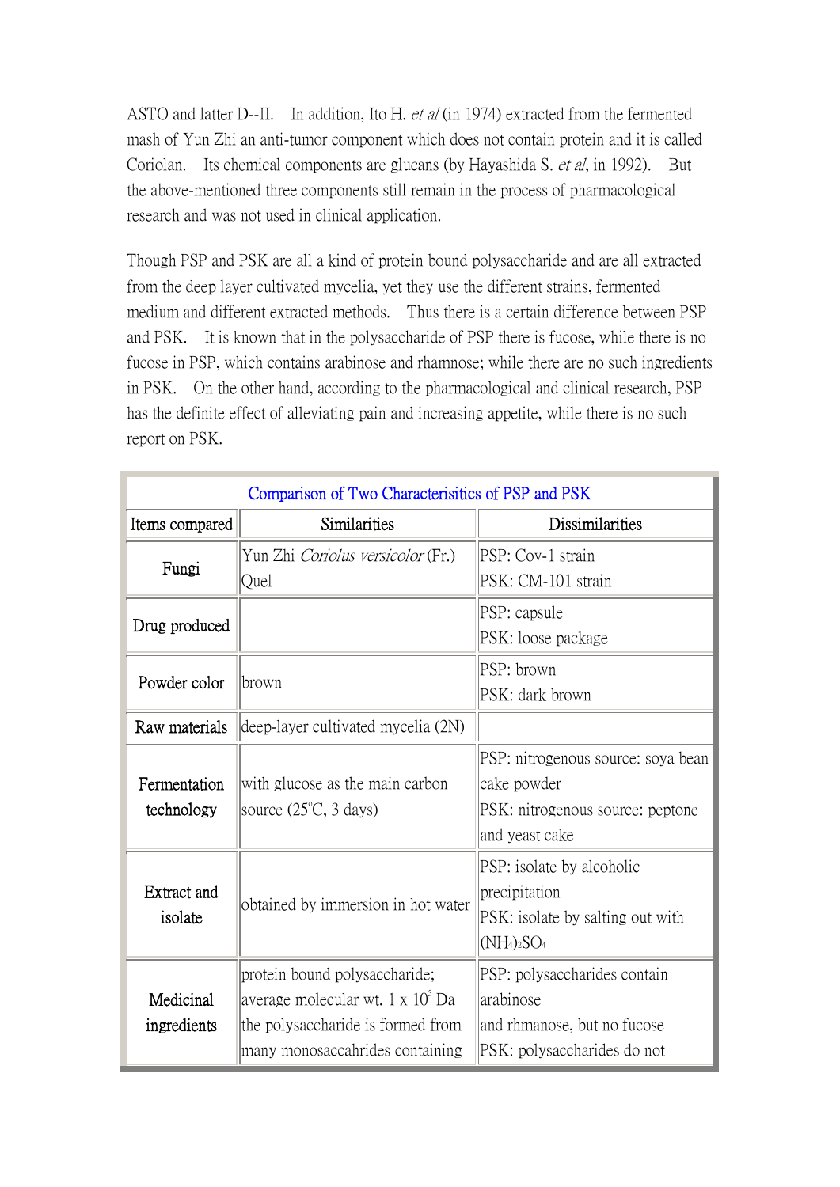ASTO and latter D--II. In addition, Ito H. *et al* (in 1974) extracted from the fermented mash of Yun Zhi an anti-tumor component which does not contain protein and it is called Coriolan. Its chemical components are glucans (by Hayashida S. *et al*, in 1992). But the above-mentioned three components still remain in the process of pharmacological research and was not used in clinical application.

Though PSP and PSK are all a kind of protein bound polysaccharide and are all extracted from the deep layer cultivated mycelia, yet they use the different strains, fermented medium and different extracted methods. Thus there is a certain difference between PSP and PSK. It is known that in the polysaccharide of PSP there is fucose, while there is no fucose in PSP, which contains arabinose and rhamnose; while there are no such ingredients in PSK. On the other hand, according to the pharmacological and clinical research, PSP has the definite effect of alleviating pain and increasing appetite, while there is no such report on PSK.

| Comparison of Two Characterisitics of PSP and PSK | | |
|---|---|---|
| Items compared | Similarities | Dissimilarities |
| Fungi | Yun Zhi *Coriolus versicolor* (Fr.) Quel | PSP: Cov-1 strain<br>PSK: CM-101 strain |
| Drug produced | | PSP: capsule<br>PSK: loose package |
| Powder color | brown | PSP: brown<br>PSK: dark brown |
| Raw materials | deep-layer cultivated mycelia (2N) | |
| Fermentation technology | with glucose as the main carbon source (25°C, 3 days) | PSP: nitrogenous source: soya bean cake powder<br>PSK: nitrogenous source: peptone and yeast cake |
| Extract and isolate | obtained by immersion in hot water | PSP: isolate by alcoholic precipitation<br>PSK: isolate by salting out with $(NH_4)_2SO_4$ |
| Medicinal ingredients | protein bound polysaccharide;<br>average molecular wt. 1 x $10^5$ Da<br>the polysaccharide is formed from many monosaccahrides containing | PSP: polysaccharides contain arabinose<br>and rhmanose, but no fucose<br>PSK: polysaccharides do not |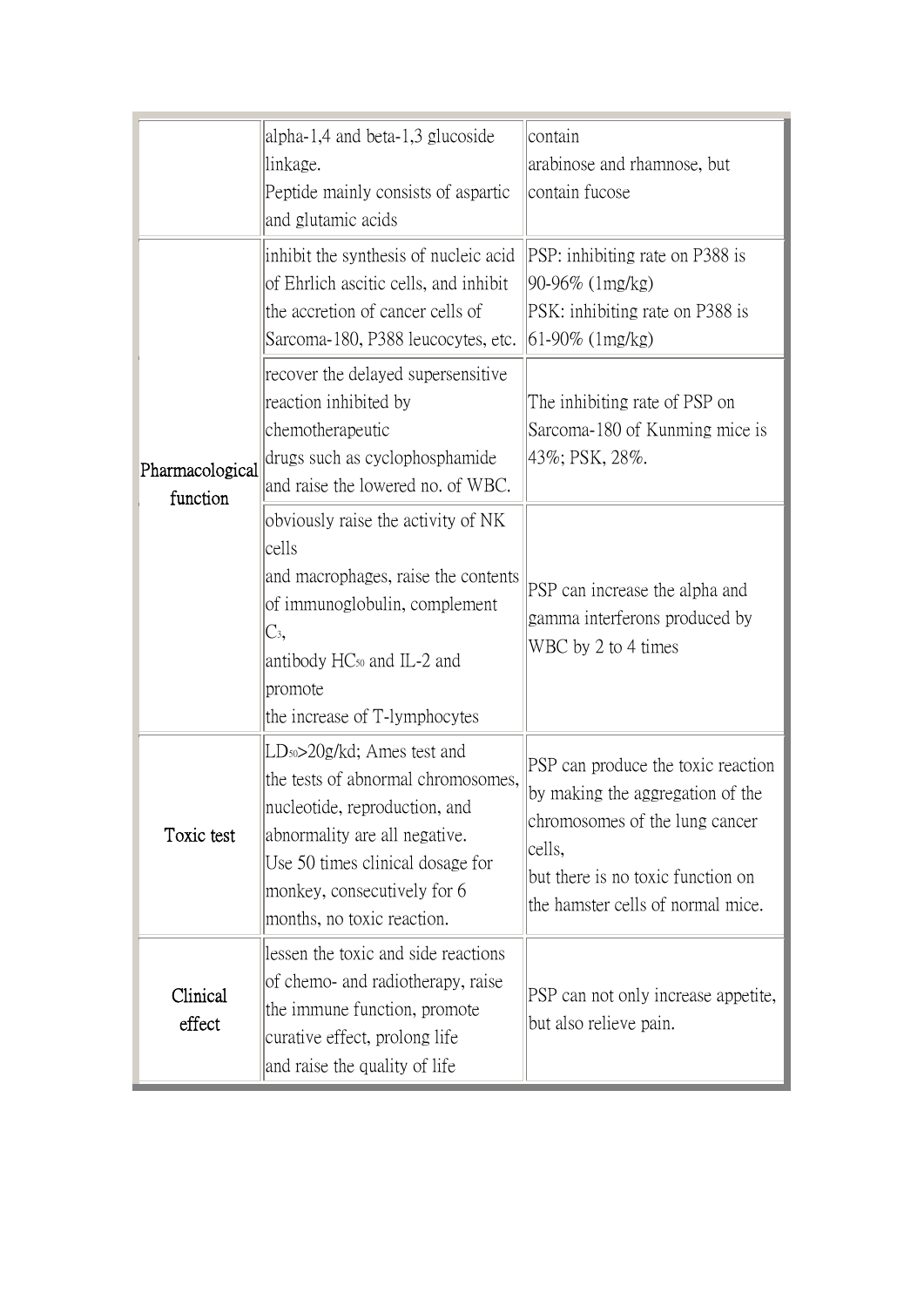| | | |
|---|---|---|
| | alpha-1,4 and beta-1,3 glucoside linkage.<br>Peptide mainly consists of aspartic and glutamic acids | contain<br>arabinose and rhamnose, but contain fucose |
| Pharmacological function | inhibit the synthesis of nucleic acid of Ehrlich ascitic cells, and inhibit the accretion of cancer cells of Sarcoma-180, P388 leucocytes, etc. | PSP: inhibiting rate on P388 is 90-96% (1mg/kg)<br>PSK: inhibiting rate on P388 is 61-90% (1mg/kg) |
| | recover the delayed supersensitive reaction inhibited by chemotherapeutic<br>drugs such as cyclophosphamide and raise the lowered no. of WBC. | The inhibiting rate of PSP on Sarcoma-180 of Kunming mice is 43%; PSK, 28%. |
| | obviously raise the activity of NK cells<br>and macrophages, raise the contents of immunoglobulin, complement $C_3$,<br>antibody $HC_{50}$ and IL-2 and promote<br>the increase of T-lymphocytes | PSP can increase the alpha and gamma interferons produced by WBC by 2 to 4 times |
| Toxic test | $LD_{50}$>20g/kd; Ames test and the tests of abnormal chromosomes, nucleotide, reproduction, and abnormality are all negative.<br>Use 50 times clinical dosage for monkey, consecutively for 6 months, no toxic reaction. | PSP can produce the toxic reaction by making the aggregation of the chromosomes of the lung cancer cells,<br>but there is no toxic function on the hamster cells of normal mice. |
| Clinical effect | lessen the toxic and side reactions of chemo- and radiotherapy, raise the immune function, promote curative effect, prolong life<br>and raise the quality of life | PSP can not only increase appetite, but also relieve pain. |